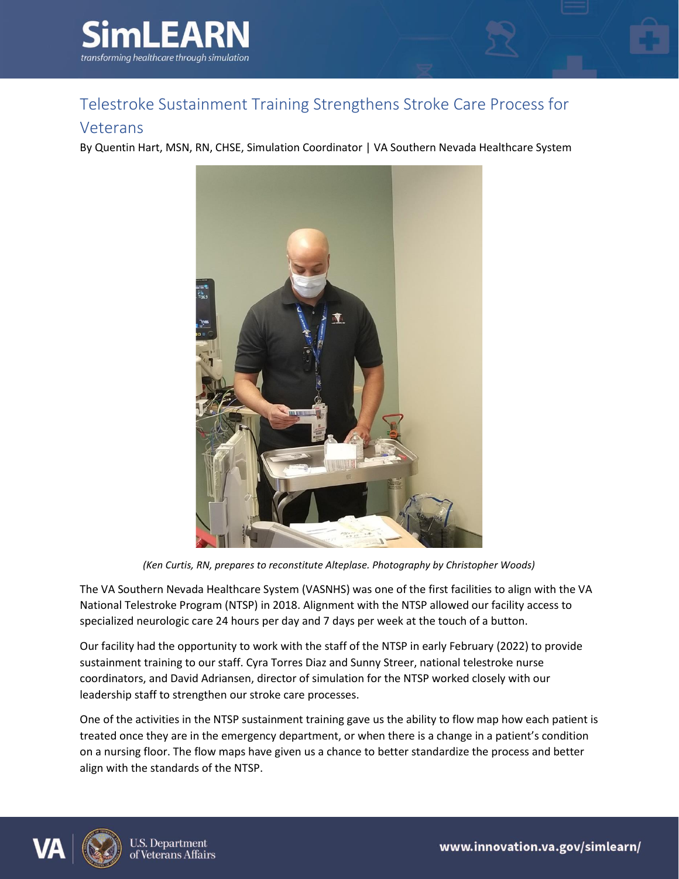# Telestroke Sustainment Training Strengthens Stroke Care Process for Veterans

By Quentin Hart, MSN, RN, CHSE, Simulation Coordinator | VA Southern Nevada Healthcare System

*(Ken Curtis, RN, prepares to reconstitute Alteplase. Photography by Christopher Woods)*

The VA Southern Nevada Healthcare System (VASNHS) was one of the first facilities to align with the VA National Telestroke Program (NTSP) in 2018. Alignment with the NTSP allowed our facility access to specialized neurologic care 24 hours per day and 7 days per week at the touch of a button.

Our facility had the opportunity to work with the staff of the NTSP in early February (2022) to provide sustainment training to our staff. Cyra Torres Diaz and Sunny Streer, national telestroke nurse coordinators, and David Adriansen, director of simulation for the NTSP worked closely with our leadership staff to strengthen our stroke care processes.

One of the activities in the NTSP sustainment training gave us the ability to flow map how each patient is treated once they are in the emergency department, or when there is a change in a patient's condition on a nursing floor. The flow maps have given us a chance to better standardize the process and better align with the standards of the NTSP.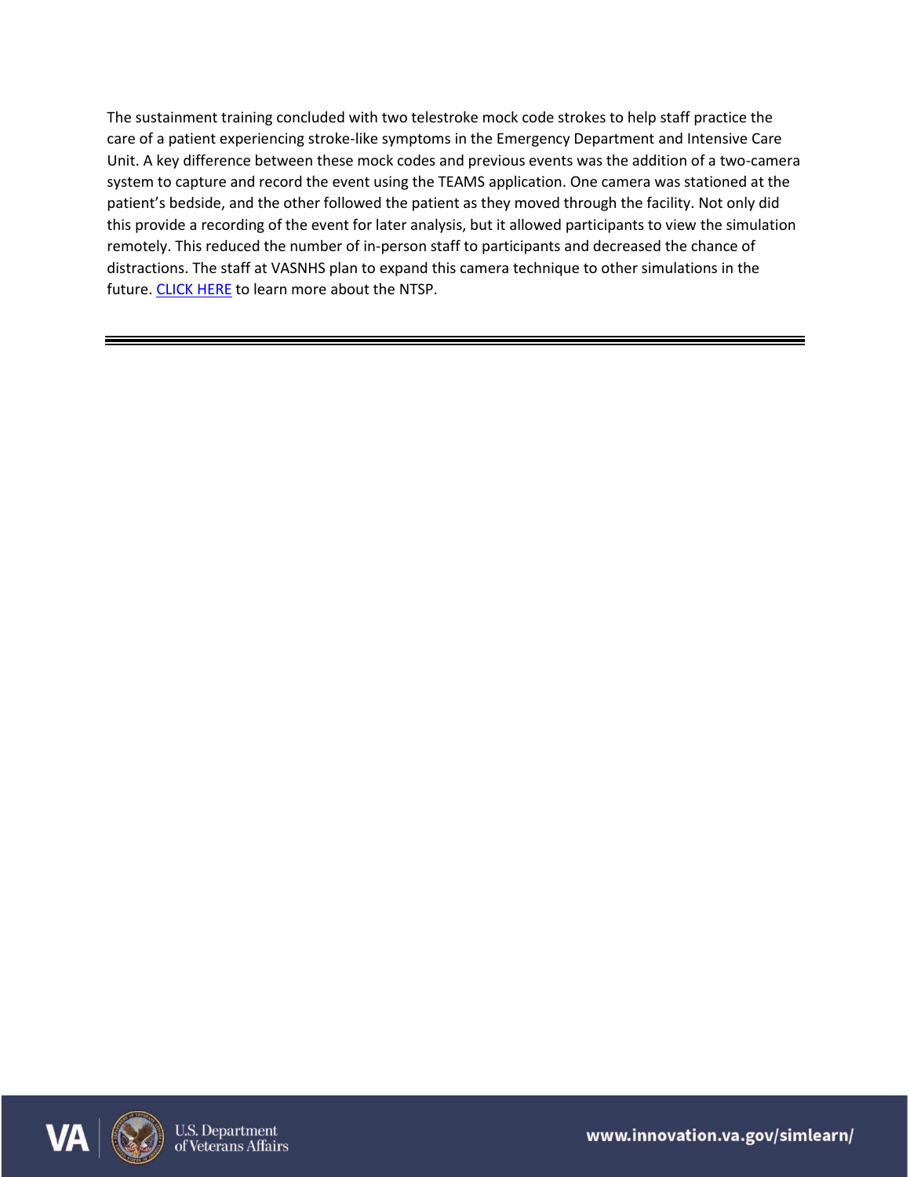The sustainment training concluded with two telestroke mock code strokes to help staff practice the care of a patient experiencing stroke-like symptoms in the Emergency Department and Intensive Care Unit. A key difference between these mock codes and previous events was the addition of a two-camera system to capture and record the event using the TEAMS application. One camera was stationed at the patient's bedside, and the other followed the patient as they moved through the facility. Not only did this provide a recording of the event for later analysis, but it allowed participants to view the simulation remotely. This reduced the number of in-person staff to participants and decreased the chance of distractions. The staff at VASNHS plan to expand this camera technique to other simulations in the future. CLICK HERE to learn more about the NTSP.